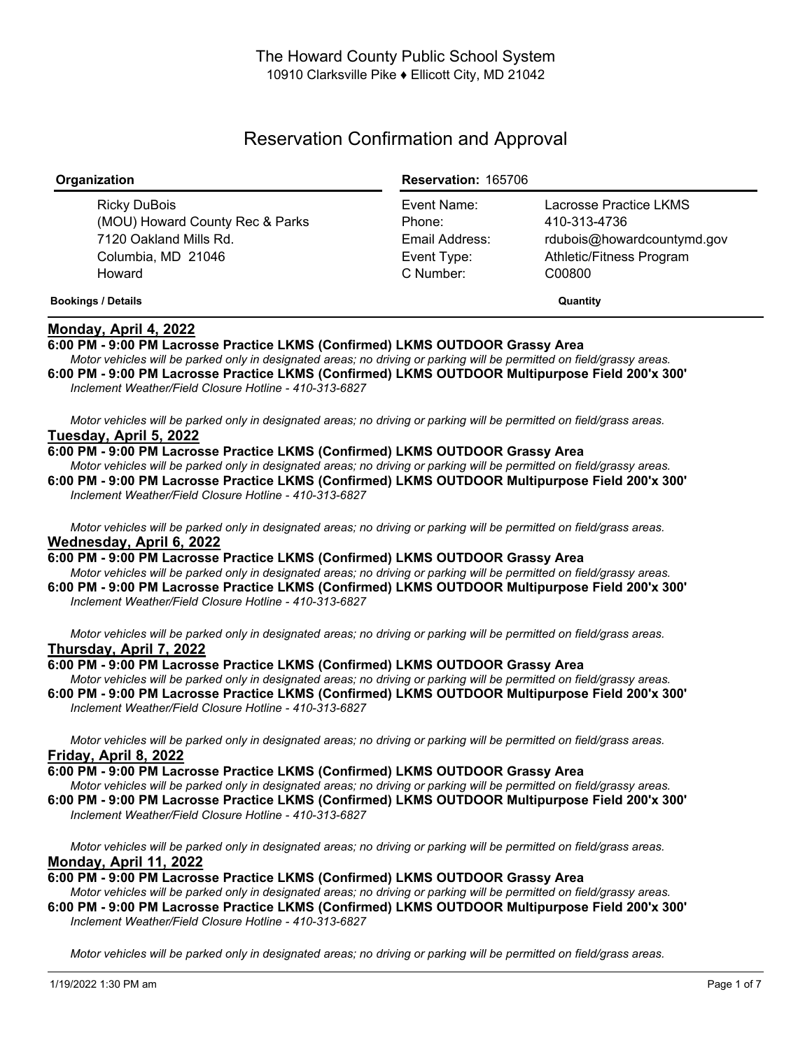The Howard County Public School System
10910 Clarksville Pike ♦ Ellicott City, MD 21042

# Reservation Confirmation and Approval

| Organization | Reservation: 165706 | |
|---|---|---|
| Ricky DuBois | Event Name: | Lacrosse Practice LKMS |
| (MOU) Howard County Rec & Parks | Phone: | 410-313-4736 |
| 7120 Oakland Mills Rd. | Email Address: | rdubois@howardcountymd.gov |
| Columbia, MD 21046 | Event Type: | Athletic/Fitness Program |
| Howard | C Number: | C00800 |

**Bookings / Details** — **Quantity**

## Monday, April 4, 2022

**6:00 PM - 9:00 PM Lacrosse Practice LKMS (Confirmed) LKMS OUTDOOR Grassy Area**
*Motor vehicles will be parked only in designated areas; no driving or parking will be permitted on field/grassy areas.*

**6:00 PM - 9:00 PM Lacrosse Practice LKMS (Confirmed) LKMS OUTDOOR Multipurpose Field 200'x 300'**
*Inclement Weather/Field Closure Hotline - 410-313-6827*

*Motor vehicles will be parked only in designated areas; no driving or parking will be permitted on field/grass areas.*

## Tuesday, April 5, 2022

**6:00 PM - 9:00 PM Lacrosse Practice LKMS (Confirmed) LKMS OUTDOOR Grassy Area**
*Motor vehicles will be parked only in designated areas; no driving or parking will be permitted on field/grassy areas.*

**6:00 PM - 9:00 PM Lacrosse Practice LKMS (Confirmed) LKMS OUTDOOR Multipurpose Field 200'x 300'**
*Inclement Weather/Field Closure Hotline - 410-313-6827*

*Motor vehicles will be parked only in designated areas; no driving or parking will be permitted on field/grass areas.*

## Wednesday, April 6, 2022

**6:00 PM - 9:00 PM Lacrosse Practice LKMS (Confirmed) LKMS OUTDOOR Grassy Area**
*Motor vehicles will be parked only in designated areas; no driving or parking will be permitted on field/grassy areas.*

**6:00 PM - 9:00 PM Lacrosse Practice LKMS (Confirmed) LKMS OUTDOOR Multipurpose Field 200'x 300'**
*Inclement Weather/Field Closure Hotline - 410-313-6827*

*Motor vehicles will be parked only in designated areas; no driving or parking will be permitted on field/grass areas.*

## Thursday, April 7, 2022

**6:00 PM - 9:00 PM Lacrosse Practice LKMS (Confirmed) LKMS OUTDOOR Grassy Area**
*Motor vehicles will be parked only in designated areas; no driving or parking will be permitted on field/grassy areas.*

**6:00 PM - 9:00 PM Lacrosse Practice LKMS (Confirmed) LKMS OUTDOOR Multipurpose Field 200'x 300'**
*Inclement Weather/Field Closure Hotline - 410-313-6827*

*Motor vehicles will be parked only in designated areas; no driving or parking will be permitted on field/grass areas.*

## Friday, April 8, 2022

**6:00 PM - 9:00 PM Lacrosse Practice LKMS (Confirmed) LKMS OUTDOOR Grassy Area**
*Motor vehicles will be parked only in designated areas; no driving or parking will be permitted on field/grassy areas.*

**6:00 PM - 9:00 PM Lacrosse Practice LKMS (Confirmed) LKMS OUTDOOR Multipurpose Field 200'x 300'**
*Inclement Weather/Field Closure Hotline - 410-313-6827*

*Motor vehicles will be parked only in designated areas; no driving or parking will be permitted on field/grass areas.*

## Monday, April 11, 2022

**6:00 PM - 9:00 PM Lacrosse Practice LKMS (Confirmed) LKMS OUTDOOR Grassy Area**
*Motor vehicles will be parked only in designated areas; no driving or parking will be permitted on field/grassy areas.*

**6:00 PM - 9:00 PM Lacrosse Practice LKMS (Confirmed) LKMS OUTDOOR Multipurpose Field 200'x 300'**
*Inclement Weather/Field Closure Hotline - 410-313-6827*

*Motor vehicles will be parked only in designated areas; no driving or parking will be permitted on field/grass areas.*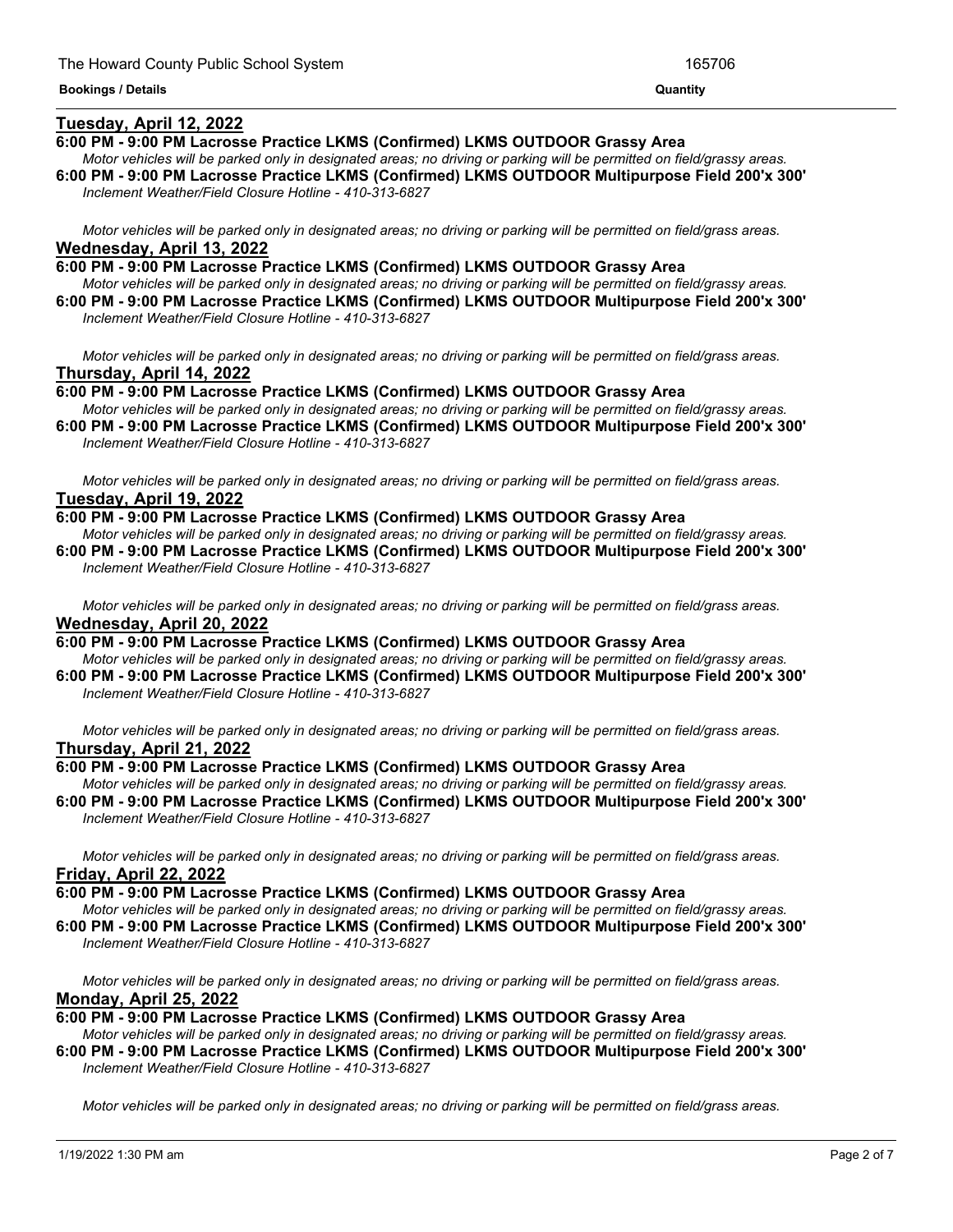**Bookings / Details** | **Quantity**

## Tuesday, April 12, 2022

**6:00 PM - 9:00 PM Lacrosse Practice LKMS (Confirmed) LKMS OUTDOOR Grassy Area**

*Motor vehicles will be parked only in designated areas; no driving or parking will be permitted on field/grassy areas.*

**6:00 PM - 9:00 PM Lacrosse Practice LKMS (Confirmed) LKMS OUTDOOR Multipurpose Field 200'x 300'**

*Inclement Weather/Field Closure Hotline - 410-313-6827*

*Motor vehicles will be parked only in designated areas; no driving or parking will be permitted on field/grass areas.*

## Wednesday, April 13, 2022

**6:00 PM - 9:00 PM Lacrosse Practice LKMS (Confirmed) LKMS OUTDOOR Grassy Area**

*Motor vehicles will be parked only in designated areas; no driving or parking will be permitted on field/grassy areas.*

**6:00 PM - 9:00 PM Lacrosse Practice LKMS (Confirmed) LKMS OUTDOOR Multipurpose Field 200'x 300'**

*Inclement Weather/Field Closure Hotline - 410-313-6827*

*Motor vehicles will be parked only in designated areas; no driving or parking will be permitted on field/grass areas.*

## Thursday, April 14, 2022

**6:00 PM - 9:00 PM Lacrosse Practice LKMS (Confirmed) LKMS OUTDOOR Grassy Area**

*Motor vehicles will be parked only in designated areas; no driving or parking will be permitted on field/grassy areas.*

**6:00 PM - 9:00 PM Lacrosse Practice LKMS (Confirmed) LKMS OUTDOOR Multipurpose Field 200'x 300'**

*Inclement Weather/Field Closure Hotline - 410-313-6827*

*Motor vehicles will be parked only in designated areas; no driving or parking will be permitted on field/grass areas.*

## Tuesday, April 19, 2022

**6:00 PM - 9:00 PM Lacrosse Practice LKMS (Confirmed) LKMS OUTDOOR Grassy Area**

*Motor vehicles will be parked only in designated areas; no driving or parking will be permitted on field/grassy areas.*

**6:00 PM - 9:00 PM Lacrosse Practice LKMS (Confirmed) LKMS OUTDOOR Multipurpose Field 200'x 300'**

*Inclement Weather/Field Closure Hotline - 410-313-6827*

*Motor vehicles will be parked only in designated areas; no driving or parking will be permitted on field/grass areas.*

## Wednesday, April 20, 2022

**6:00 PM - 9:00 PM Lacrosse Practice LKMS (Confirmed) LKMS OUTDOOR Grassy Area**

*Motor vehicles will be parked only in designated areas; no driving or parking will be permitted on field/grassy areas.*

**6:00 PM - 9:00 PM Lacrosse Practice LKMS (Confirmed) LKMS OUTDOOR Multipurpose Field 200'x 300'**

*Inclement Weather/Field Closure Hotline - 410-313-6827*

*Motor vehicles will be parked only in designated areas; no driving or parking will be permitted on field/grass areas.*

## Thursday, April 21, 2022

**6:00 PM - 9:00 PM Lacrosse Practice LKMS (Confirmed) LKMS OUTDOOR Grassy Area**

*Motor vehicles will be parked only in designated areas; no driving or parking will be permitted on field/grassy areas.*

**6:00 PM - 9:00 PM Lacrosse Practice LKMS (Confirmed) LKMS OUTDOOR Multipurpose Field 200'x 300'**

*Inclement Weather/Field Closure Hotline - 410-313-6827*

*Motor vehicles will be parked only in designated areas; no driving or parking will be permitted on field/grass areas.*

## Friday, April 22, 2022

**6:00 PM - 9:00 PM Lacrosse Practice LKMS (Confirmed) LKMS OUTDOOR Grassy Area**

*Motor vehicles will be parked only in designated areas; no driving or parking will be permitted on field/grassy areas.*

**6:00 PM - 9:00 PM Lacrosse Practice LKMS (Confirmed) LKMS OUTDOOR Multipurpose Field 200'x 300'**

*Inclement Weather/Field Closure Hotline - 410-313-6827*

*Motor vehicles will be parked only in designated areas; no driving or parking will be permitted on field/grass areas.*

## Monday, April 25, 2022

**6:00 PM - 9:00 PM Lacrosse Practice LKMS (Confirmed) LKMS OUTDOOR Grassy Area**

*Motor vehicles will be parked only in designated areas; no driving or parking will be permitted on field/grassy areas.*

**6:00 PM - 9:00 PM Lacrosse Practice LKMS (Confirmed) LKMS OUTDOOR Multipurpose Field 200'x 300'**

*Inclement Weather/Field Closure Hotline - 410-313-6827*

*Motor vehicles will be parked only in designated areas; no driving or parking will be permitted on field/grass areas.*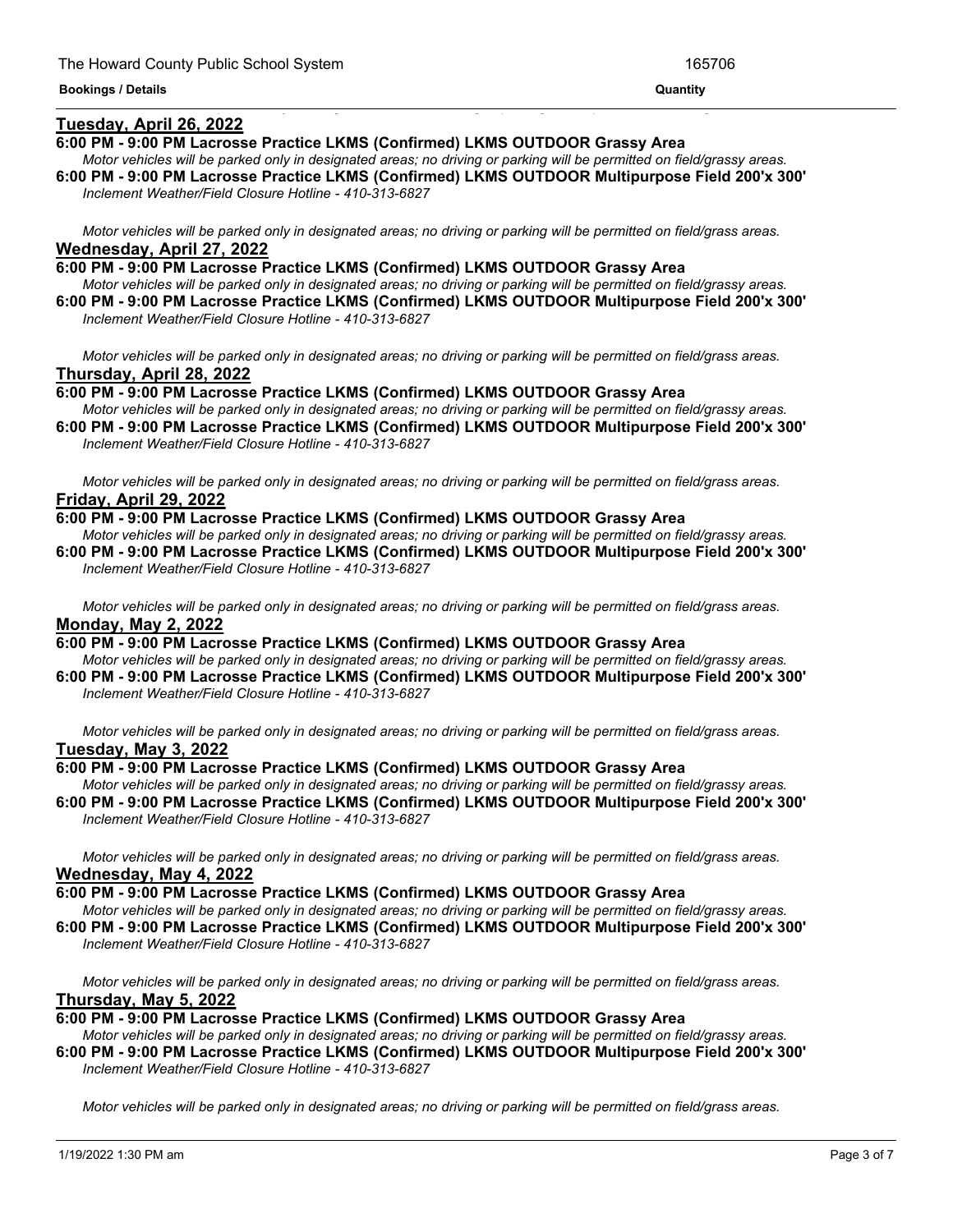**Tuesday, April 26, 2022**

**6:00 PM - 9:00 PM Lacrosse Practice LKMS (Confirmed) LKMS OUTDOOR Grassy Area**

*Motor vehicles will be parked only in designated areas; no driving or parking will be permitted on field/grassy areas.*

**6:00 PM - 9:00 PM Lacrosse Practice LKMS (Confirmed) LKMS OUTDOOR Multipurpose Field 200'x 300'**

*Inclement Weather/Field Closure Hotline - 410-313-6827*

*Motor vehicles will be parked only in designated areas; no driving or parking will be permitted on field/grass areas.*

**Wednesday, April 27, 2022**

**6:00 PM - 9:00 PM Lacrosse Practice LKMS (Confirmed) LKMS OUTDOOR Grassy Area**

*Motor vehicles will be parked only in designated areas; no driving or parking will be permitted on field/grassy areas.*

**6:00 PM - 9:00 PM Lacrosse Practice LKMS (Confirmed) LKMS OUTDOOR Multipurpose Field 200'x 300'**

*Inclement Weather/Field Closure Hotline - 410-313-6827*

*Motor vehicles will be parked only in designated areas; no driving or parking will be permitted on field/grass areas.*

**Thursday, April 28, 2022**

**6:00 PM - 9:00 PM Lacrosse Practice LKMS (Confirmed) LKMS OUTDOOR Grassy Area**

*Motor vehicles will be parked only in designated areas; no driving or parking will be permitted on field/grassy areas.*

**6:00 PM - 9:00 PM Lacrosse Practice LKMS (Confirmed) LKMS OUTDOOR Multipurpose Field 200'x 300'**

*Inclement Weather/Field Closure Hotline - 410-313-6827*

*Motor vehicles will be parked only in designated areas; no driving or parking will be permitted on field/grass areas.*

**Friday, April 29, 2022**

**6:00 PM - 9:00 PM Lacrosse Practice LKMS (Confirmed) LKMS OUTDOOR Grassy Area**

*Motor vehicles will be parked only in designated areas; no driving or parking will be permitted on field/grassy areas.*

**6:00 PM - 9:00 PM Lacrosse Practice LKMS (Confirmed) LKMS OUTDOOR Multipurpose Field 200'x 300'**

*Inclement Weather/Field Closure Hotline - 410-313-6827*

*Motor vehicles will be parked only in designated areas; no driving or parking will be permitted on field/grass areas.*

**Monday, May 2, 2022**

**6:00 PM - 9:00 PM Lacrosse Practice LKMS (Confirmed) LKMS OUTDOOR Grassy Area**

*Motor vehicles will be parked only in designated areas; no driving or parking will be permitted on field/grassy areas.*

**6:00 PM - 9:00 PM Lacrosse Practice LKMS (Confirmed) LKMS OUTDOOR Multipurpose Field 200'x 300'**

*Inclement Weather/Field Closure Hotline - 410-313-6827*

*Motor vehicles will be parked only in designated areas; no driving or parking will be permitted on field/grass areas.*

**Tuesday, May 3, 2022**

**6:00 PM - 9:00 PM Lacrosse Practice LKMS (Confirmed) LKMS OUTDOOR Grassy Area**

*Motor vehicles will be parked only in designated areas; no driving or parking will be permitted on field/grassy areas.*

**6:00 PM - 9:00 PM Lacrosse Practice LKMS (Confirmed) LKMS OUTDOOR Multipurpose Field 200'x 300'**

*Inclement Weather/Field Closure Hotline - 410-313-6827*

*Motor vehicles will be parked only in designated areas; no driving or parking will be permitted on field/grass areas.*

**Wednesday, May 4, 2022**

**6:00 PM - 9:00 PM Lacrosse Practice LKMS (Confirmed) LKMS OUTDOOR Grassy Area**

*Motor vehicles will be parked only in designated areas; no driving or parking will be permitted on field/grassy areas.*

**6:00 PM - 9:00 PM Lacrosse Practice LKMS (Confirmed) LKMS OUTDOOR Multipurpose Field 200'x 300'**

*Inclement Weather/Field Closure Hotline - 410-313-6827*

*Motor vehicles will be parked only in designated areas; no driving or parking will be permitted on field/grass areas.*

**Thursday, May 5, 2022**

**6:00 PM - 9:00 PM Lacrosse Practice LKMS (Confirmed) LKMS OUTDOOR Grassy Area**

*Motor vehicles will be parked only in designated areas; no driving or parking will be permitted on field/grassy areas.*

**6:00 PM - 9:00 PM Lacrosse Practice LKMS (Confirmed) LKMS OUTDOOR Multipurpose Field 200'x 300'**

*Inclement Weather/Field Closure Hotline - 410-313-6827*

*Motor vehicles will be parked only in designated areas; no driving or parking will be permitted on field/grass areas.*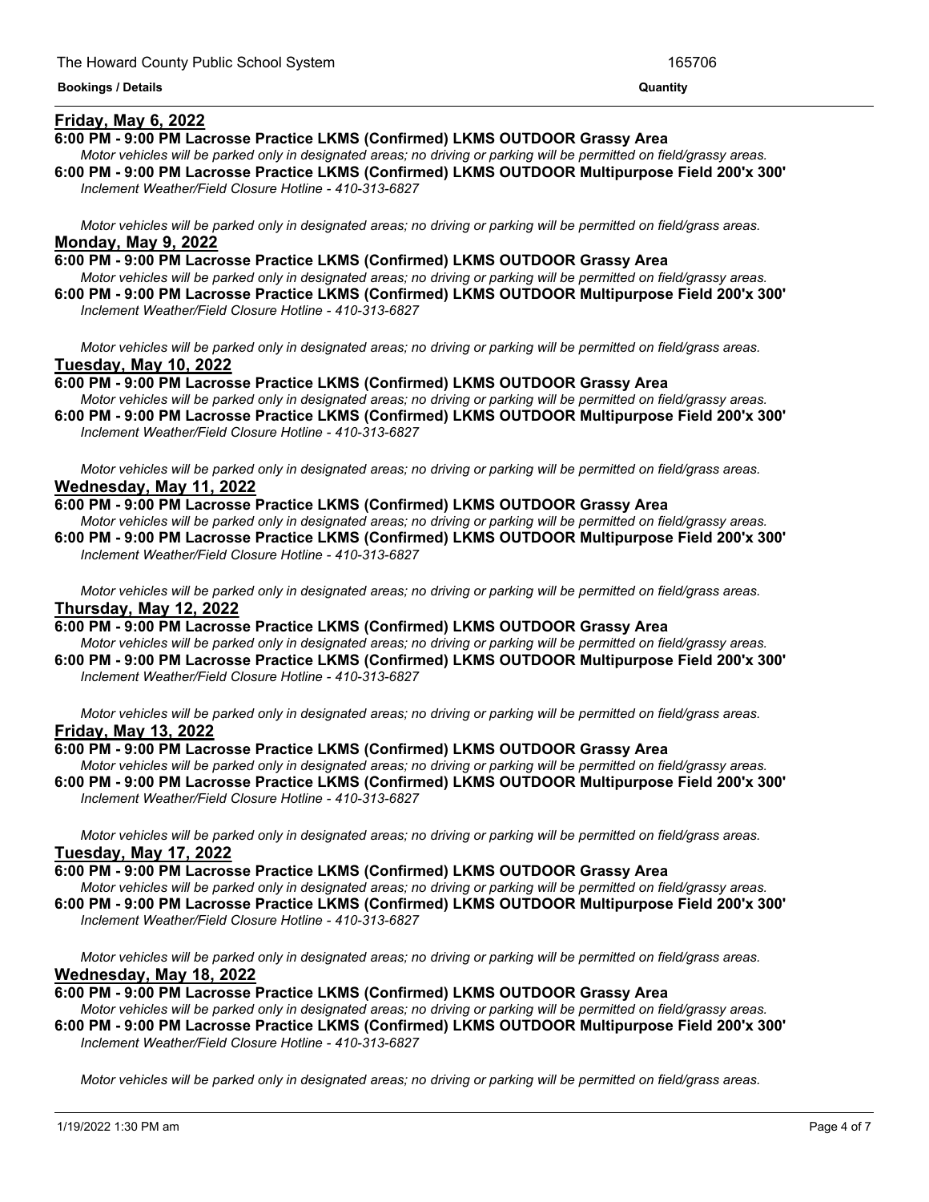## Friday, May 6, 2022

**6:00 PM - 9:00 PM Lacrosse Practice LKMS (Confirmed) LKMS OUTDOOR Grassy Area**

*Motor vehicles will be parked only in designated areas; no driving or parking will be permitted on field/grassy areas.*

**6:00 PM - 9:00 PM Lacrosse Practice LKMS (Confirmed) LKMS OUTDOOR Multipurpose Field 200'x 300'**

*Inclement Weather/Field Closure Hotline - 410-313-6827*

*Motor vehicles will be parked only in designated areas; no driving or parking will be permitted on field/grass areas.*

## Monday, May 9, 2022

**6:00 PM - 9:00 PM Lacrosse Practice LKMS (Confirmed) LKMS OUTDOOR Grassy Area**

*Motor vehicles will be parked only in designated areas; no driving or parking will be permitted on field/grassy areas.*

**6:00 PM - 9:00 PM Lacrosse Practice LKMS (Confirmed) LKMS OUTDOOR Multipurpose Field 200'x 300'**

*Inclement Weather/Field Closure Hotline - 410-313-6827*

*Motor vehicles will be parked only in designated areas; no driving or parking will be permitted on field/grass areas.*

## Tuesday, May 10, 2022

**6:00 PM - 9:00 PM Lacrosse Practice LKMS (Confirmed) LKMS OUTDOOR Grassy Area**

*Motor vehicles will be parked only in designated areas; no driving or parking will be permitted on field/grassy areas.*

**6:00 PM - 9:00 PM Lacrosse Practice LKMS (Confirmed) LKMS OUTDOOR Multipurpose Field 200'x 300'**

*Inclement Weather/Field Closure Hotline - 410-313-6827*

*Motor vehicles will be parked only in designated areas; no driving or parking will be permitted on field/grass areas.*

## Wednesday, May 11, 2022

**6:00 PM - 9:00 PM Lacrosse Practice LKMS (Confirmed) LKMS OUTDOOR Grassy Area**

*Motor vehicles will be parked only in designated areas; no driving or parking will be permitted on field/grassy areas.*

**6:00 PM - 9:00 PM Lacrosse Practice LKMS (Confirmed) LKMS OUTDOOR Multipurpose Field 200'x 300'**

*Inclement Weather/Field Closure Hotline - 410-313-6827*

*Motor vehicles will be parked only in designated areas; no driving or parking will be permitted on field/grass areas.*

## Thursday, May 12, 2022

**6:00 PM - 9:00 PM Lacrosse Practice LKMS (Confirmed) LKMS OUTDOOR Grassy Area**

*Motor vehicles will be parked only in designated areas; no driving or parking will be permitted on field/grassy areas.*

**6:00 PM - 9:00 PM Lacrosse Practice LKMS (Confirmed) LKMS OUTDOOR Multipurpose Field 200'x 300'**

*Inclement Weather/Field Closure Hotline - 410-313-6827*

*Motor vehicles will be parked only in designated areas; no driving or parking will be permitted on field/grass areas.*

## Friday, May 13, 2022

**6:00 PM - 9:00 PM Lacrosse Practice LKMS (Confirmed) LKMS OUTDOOR Grassy Area**

*Motor vehicles will be parked only in designated areas; no driving or parking will be permitted on field/grassy areas.*

**6:00 PM - 9:00 PM Lacrosse Practice LKMS (Confirmed) LKMS OUTDOOR Multipurpose Field 200'x 300'**

*Inclement Weather/Field Closure Hotline - 410-313-6827*

*Motor vehicles will be parked only in designated areas; no driving or parking will be permitted on field/grass areas.*

## Tuesday, May 17, 2022

**6:00 PM - 9:00 PM Lacrosse Practice LKMS (Confirmed) LKMS OUTDOOR Grassy Area**

*Motor vehicles will be parked only in designated areas; no driving or parking will be permitted on field/grassy areas.*

**6:00 PM - 9:00 PM Lacrosse Practice LKMS (Confirmed) LKMS OUTDOOR Multipurpose Field 200'x 300'**

*Inclement Weather/Field Closure Hotline - 410-313-6827*

*Motor vehicles will be parked only in designated areas; no driving or parking will be permitted on field/grass areas.*

## Wednesday, May 18, 2022

**6:00 PM - 9:00 PM Lacrosse Practice LKMS (Confirmed) LKMS OUTDOOR Grassy Area**

*Motor vehicles will be parked only in designated areas; no driving or parking will be permitted on field/grassy areas.*

**6:00 PM - 9:00 PM Lacrosse Practice LKMS (Confirmed) LKMS OUTDOOR Multipurpose Field 200'x 300'**

*Inclement Weather/Field Closure Hotline - 410-313-6827*

*Motor vehicles will be parked only in designated areas; no driving or parking will be permitted on field/grass areas.*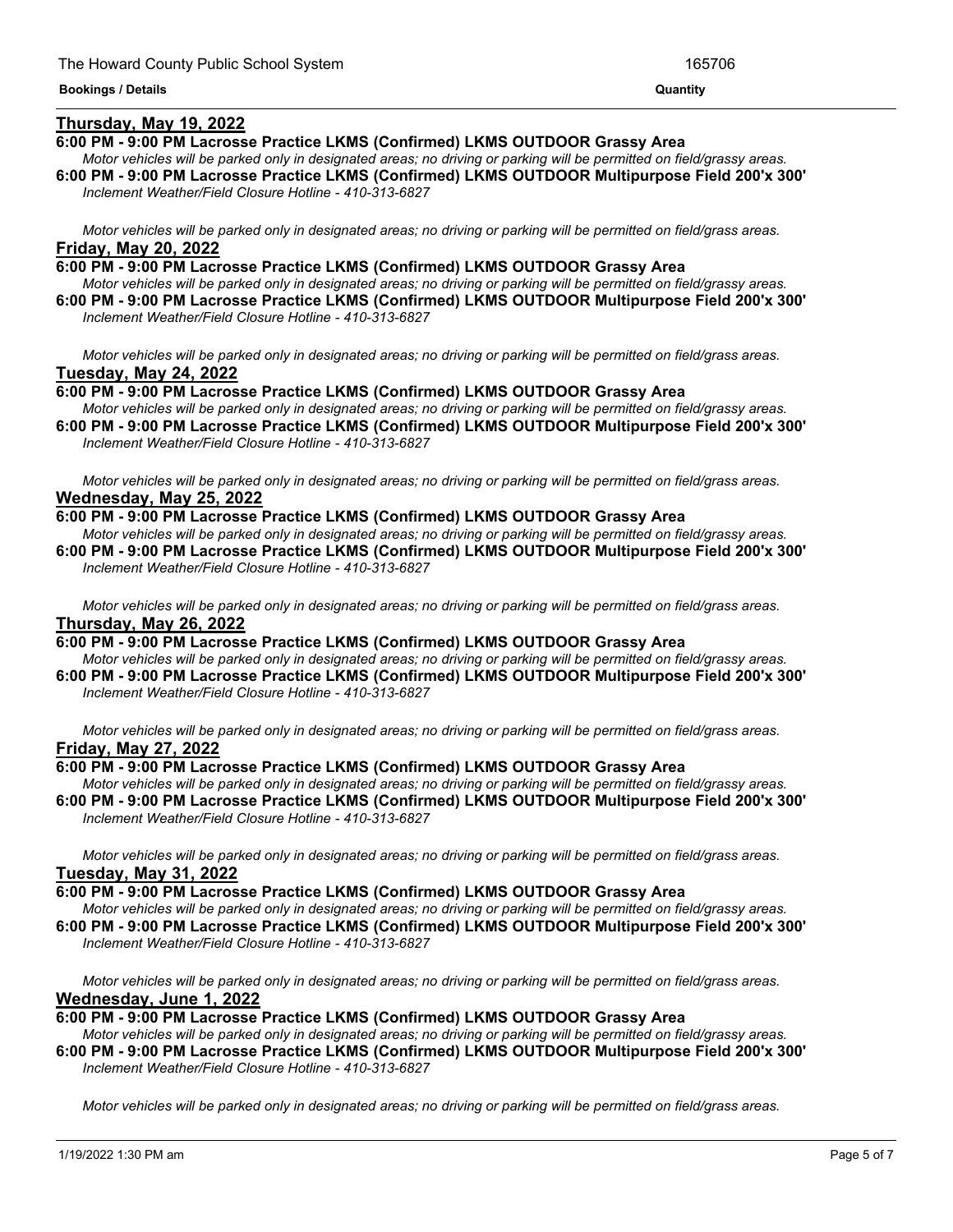**Bookings / Details** **Quantity**

**Thursday, May 19, 2022**

**6:00 PM - 9:00 PM Lacrosse Practice LKMS (Confirmed) LKMS OUTDOOR Grassy Area**

*Motor vehicles will be parked only in designated areas; no driving or parking will be permitted on field/grassy areas.*

**6:00 PM - 9:00 PM Lacrosse Practice LKMS (Confirmed) LKMS OUTDOOR Multipurpose Field 200'x 300'**

*Inclement Weather/Field Closure Hotline - 410-313-6827*

*Motor vehicles will be parked only in designated areas; no driving or parking will be permitted on field/grass areas.*

**Friday, May 20, 2022**

**6:00 PM - 9:00 PM Lacrosse Practice LKMS (Confirmed) LKMS OUTDOOR Grassy Area**

*Motor vehicles will be parked only in designated areas; no driving or parking will be permitted on field/grassy areas.*

**6:00 PM - 9:00 PM Lacrosse Practice LKMS (Confirmed) LKMS OUTDOOR Multipurpose Field 200'x 300'**

*Inclement Weather/Field Closure Hotline - 410-313-6827*

*Motor vehicles will be parked only in designated areas; no driving or parking will be permitted on field/grass areas.*

**Tuesday, May 24, 2022**

**6:00 PM - 9:00 PM Lacrosse Practice LKMS (Confirmed) LKMS OUTDOOR Grassy Area**

*Motor vehicles will be parked only in designated areas; no driving or parking will be permitted on field/grassy areas.*

**6:00 PM - 9:00 PM Lacrosse Practice LKMS (Confirmed) LKMS OUTDOOR Multipurpose Field 200'x 300'**

*Inclement Weather/Field Closure Hotline - 410-313-6827*

*Motor vehicles will be parked only in designated areas; no driving or parking will be permitted on field/grass areas.*

**Wednesday, May 25, 2022**

**6:00 PM - 9:00 PM Lacrosse Practice LKMS (Confirmed) LKMS OUTDOOR Grassy Area**

*Motor vehicles will be parked only in designated areas; no driving or parking will be permitted on field/grassy areas.*

**6:00 PM - 9:00 PM Lacrosse Practice LKMS (Confirmed) LKMS OUTDOOR Multipurpose Field 200'x 300'**

*Inclement Weather/Field Closure Hotline - 410-313-6827*

*Motor vehicles will be parked only in designated areas; no driving or parking will be permitted on field/grass areas.*

**Thursday, May 26, 2022**

**6:00 PM - 9:00 PM Lacrosse Practice LKMS (Confirmed) LKMS OUTDOOR Grassy Area**

*Motor vehicles will be parked only in designated areas; no driving or parking will be permitted on field/grassy areas.*

**6:00 PM - 9:00 PM Lacrosse Practice LKMS (Confirmed) LKMS OUTDOOR Multipurpose Field 200'x 300'**

*Inclement Weather/Field Closure Hotline - 410-313-6827*

*Motor vehicles will be parked only in designated areas; no driving or parking will be permitted on field/grass areas.*

**Friday, May 27, 2022**

**6:00 PM - 9:00 PM Lacrosse Practice LKMS (Confirmed) LKMS OUTDOOR Grassy Area**

*Motor vehicles will be parked only in designated areas; no driving or parking will be permitted on field/grassy areas.*

**6:00 PM - 9:00 PM Lacrosse Practice LKMS (Confirmed) LKMS OUTDOOR Multipurpose Field 200'x 300'**

*Inclement Weather/Field Closure Hotline - 410-313-6827*

*Motor vehicles will be parked only in designated areas; no driving or parking will be permitted on field/grass areas.*

**Tuesday, May 31, 2022**

**6:00 PM - 9:00 PM Lacrosse Practice LKMS (Confirmed) LKMS OUTDOOR Grassy Area**

*Motor vehicles will be parked only in designated areas; no driving or parking will be permitted on field/grassy areas.*

**6:00 PM - 9:00 PM Lacrosse Practice LKMS (Confirmed) LKMS OUTDOOR Multipurpose Field 200'x 300'**

*Inclement Weather/Field Closure Hotline - 410-313-6827*

*Motor vehicles will be parked only in designated areas; no driving or parking will be permitted on field/grass areas.*

**Wednesday, June 1, 2022**

**6:00 PM - 9:00 PM Lacrosse Practice LKMS (Confirmed) LKMS OUTDOOR Grassy Area**

*Motor vehicles will be parked only in designated areas; no driving or parking will be permitted on field/grassy areas.*

**6:00 PM - 9:00 PM Lacrosse Practice LKMS (Confirmed) LKMS OUTDOOR Multipurpose Field 200'x 300'**

*Inclement Weather/Field Closure Hotline - 410-313-6827*

*Motor vehicles will be parked only in designated areas; no driving or parking will be permitted on field/grassy areas.*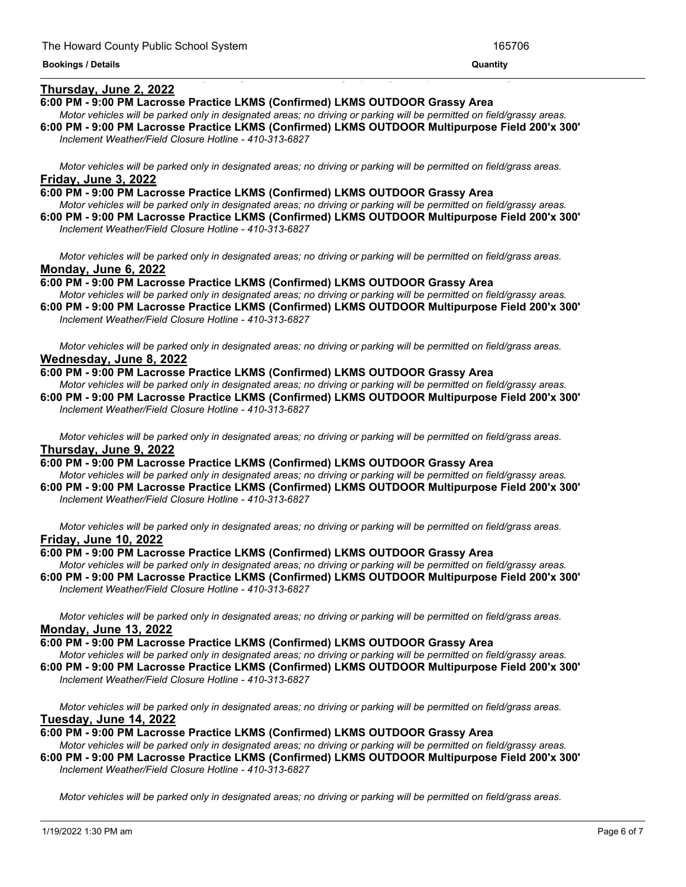**Bookings / Details** **Quantity**

**Thursday, June 2, 2022**

**6:00 PM - 9:00 PM Lacrosse Practice LKMS (Confirmed) LKMS OUTDOOR Grassy Area**

*Motor vehicles will be parked only in designated areas; no driving or parking will be permitted on field/grassy areas.*

**6:00 PM - 9:00 PM Lacrosse Practice LKMS (Confirmed) LKMS OUTDOOR Multipurpose Field 200'x 300'**

*Inclement Weather/Field Closure Hotline - 410-313-6827*

*Motor vehicles will be parked only in designated areas; no driving or parking will be permitted on field/grass areas.*

**Friday, June 3, 2022**

**6:00 PM - 9:00 PM Lacrosse Practice LKMS (Confirmed) LKMS OUTDOOR Grassy Area**

*Motor vehicles will be parked only in designated areas; no driving or parking will be permitted on field/grassy areas.*

**6:00 PM - 9:00 PM Lacrosse Practice LKMS (Confirmed) LKMS OUTDOOR Multipurpose Field 200'x 300'**

*Inclement Weather/Field Closure Hotline - 410-313-6827*

*Motor vehicles will be parked only in designated areas; no driving or parking will be permitted on field/grass areas.*

**Monday, June 6, 2022**

**6:00 PM - 9:00 PM Lacrosse Practice LKMS (Confirmed) LKMS OUTDOOR Grassy Area**

*Motor vehicles will be parked only in designated areas; no driving or parking will be permitted on field/grassy areas.*

**6:00 PM - 9:00 PM Lacrosse Practice LKMS (Confirmed) LKMS OUTDOOR Multipurpose Field 200'x 300'**

*Inclement Weather/Field Closure Hotline - 410-313-6827*

*Motor vehicles will be parked only in designated areas; no driving or parking will be permitted on field/grass areas.*

**Wednesday, June 8, 2022**

**6:00 PM - 9:00 PM Lacrosse Practice LKMS (Confirmed) LKMS OUTDOOR Grassy Area**

*Motor vehicles will be parked only in designated areas; no driving or parking will be permitted on field/grassy areas.*

**6:00 PM - 9:00 PM Lacrosse Practice LKMS (Confirmed) LKMS OUTDOOR Multipurpose Field 200'x 300'**

*Inclement Weather/Field Closure Hotline - 410-313-6827*

*Motor vehicles will be parked only in designated areas; no driving or parking will be permitted on field/grass areas.*

**Thursday, June 9, 2022**

**6:00 PM - 9:00 PM Lacrosse Practice LKMS (Confirmed) LKMS OUTDOOR Grassy Area**

*Motor vehicles will be parked only in designated areas; no driving or parking will be permitted on field/grassy areas.*

**6:00 PM - 9:00 PM Lacrosse Practice LKMS (Confirmed) LKMS OUTDOOR Multipurpose Field 200'x 300'**

*Inclement Weather/Field Closure Hotline - 410-313-6827*

*Motor vehicles will be parked only in designated areas; no driving or parking will be permitted on field/grass areas.*

**Friday, June 10, 2022**

**6:00 PM - 9:00 PM Lacrosse Practice LKMS (Confirmed) LKMS OUTDOOR Grassy Area**

*Motor vehicles will be parked only in designated areas; no driving or parking will be permitted on field/grassy areas.*

**6:00 PM - 9:00 PM Lacrosse Practice LKMS (Confirmed) LKMS OUTDOOR Multipurpose Field 200'x 300'**

*Inclement Weather/Field Closure Hotline - 410-313-6827*

*Motor vehicles will be parked only in designated areas; no driving or parking will be permitted on field/grass areas.*

**Monday, June 13, 2022**

**6:00 PM - 9:00 PM Lacrosse Practice LKMS (Confirmed) LKMS OUTDOOR Grassy Area**

*Motor vehicles will be parked only in designated areas; no driving or parking will be permitted on field/grassy areas.*

**6:00 PM - 9:00 PM Lacrosse Practice LKMS (Confirmed) LKMS OUTDOOR Multipurpose Field 200'x 300'**

*Inclement Weather/Field Closure Hotline - 410-313-6827*

*Motor vehicles will be parked only in designated areas; no driving or parking will be permitted on field/grass areas.*

**Tuesday, June 14, 2022**

**6:00 PM - 9:00 PM Lacrosse Practice LKMS (Confirmed) LKMS OUTDOOR Grassy Area**

*Motor vehicles will be parked only in designated areas; no driving or parking will be permitted on field/grassy areas.*

**6:00 PM - 9:00 PM Lacrosse Practice LKMS (Confirmed) LKMS OUTDOOR Multipurpose Field 200'x 300'**

*Inclement Weather/Field Closure Hotline - 410-313-6827*

*Motor vehicles will be parked only in designated areas; no driving or parking will be permitted on field/grass areas.*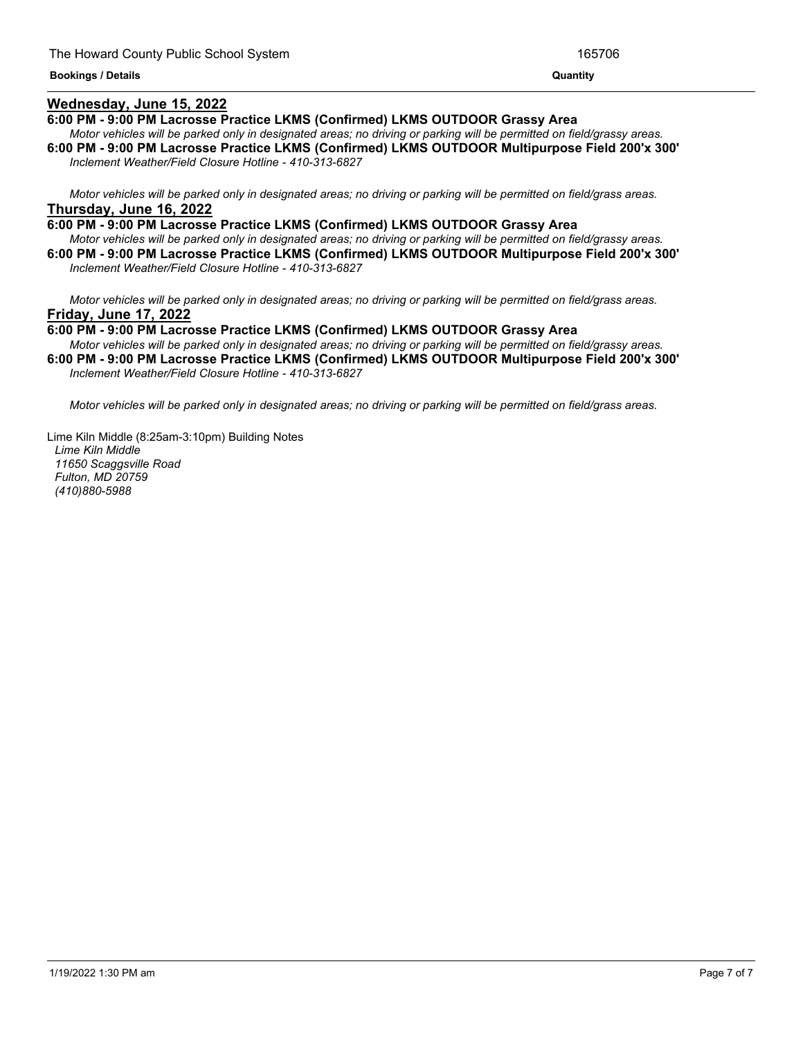**Bookings / Details** **Quantity**

**Wednesday, June 15, 2022**

**6:00 PM - 9:00 PM Lacrosse Practice LKMS (Confirmed) LKMS OUTDOOR Grassy Area**

*Motor vehicles will be parked only in designated areas; no driving or parking will be permitted on field/grassy areas.*

**6:00 PM - 9:00 PM Lacrosse Practice LKMS (Confirmed) LKMS OUTDOOR Multipurpose Field 200'x 300'**

*Inclement Weather/Field Closure Hotline - 410-313-6827*

*Motor vehicles will be parked only in designated areas; no driving or parking will be permitted on field/grass areas.*

**Thursday, June 16, 2022**

**6:00 PM - 9:00 PM Lacrosse Practice LKMS (Confirmed) LKMS OUTDOOR Grassy Area**

*Motor vehicles will be parked only in designated areas; no driving or parking will be permitted on field/grassy areas.*

**6:00 PM - 9:00 PM Lacrosse Practice LKMS (Confirmed) LKMS OUTDOOR Multipurpose Field 200'x 300'**

*Inclement Weather/Field Closure Hotline - 410-313-6827*

*Motor vehicles will be parked only in designated areas; no driving or parking will be permitted on field/grass areas.*

**Friday, June 17, 2022**

**6:00 PM - 9:00 PM Lacrosse Practice LKMS (Confirmed) LKMS OUTDOOR Grassy Area**

*Motor vehicles will be parked only in designated areas; no driving or parking will be permitted on field/grassy areas.*

**6:00 PM - 9:00 PM Lacrosse Practice LKMS (Confirmed) LKMS OUTDOOR Multipurpose Field 200'x 300'**

*Inclement Weather/Field Closure Hotline - 410-313-6827*

*Motor vehicles will be parked only in designated areas; no driving or parking will be permitted on field/grass areas.*

Lime Kiln Middle (8:25am-3:10pm) Building Notes

*Lime Kiln Middle*
*11650 Scaggsville Road*
*Fulton, MD 20759*
*(410)880-5988*